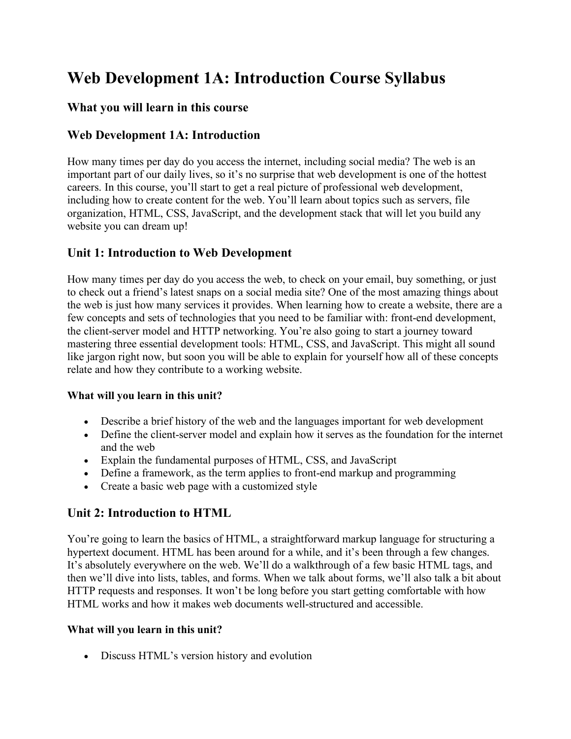# Web Development 1A: Introduction Course Syllabus

## What you will learn in this course

## Web Development 1A: Introduction

How many times per day do you access the internet, including social media? The web is an important part of our daily lives, so it's no surprise that web development is one of the hottest careers. In this course, you'll start to get a real picture of professional web development, including how to create content for the web. You'll learn about topics such as servers, file organization, HTML, CSS, JavaScript, and the development stack that will let you build any website you can dream up!

## Unit 1: Introduction to Web Development

How many times per day do you access the web, to check on your email, buy something, or just to check out a friend's latest snaps on a social media site? One of the most amazing things about the web is just how many services it provides. When learning how to create a website, there are a few concepts and sets of technologies that you need to be familiar with: front-end development, the client-server model and HTTP networking. You're also going to start a journey toward mastering three essential development tools: HTML, CSS, and JavaScript. This might all sound like jargon right now, but soon you will be able to explain for yourself how all of these concepts relate and how they contribute to a working website.

#### What will you learn in this unit?

- Describe a brief history of the web and the languages important for web development
- Define the client-server model and explain how it serves as the foundation for the internet and the web
- Explain the fundamental purposes of HTML, CSS, and JavaScript
- Define a framework, as the term applies to front-end markup and programming
- Create a basic web page with a customized style

## Unit 2: Introduction to HTML

You're going to learn the basics of HTML, a straightforward markup language for structuring a hypertext document. HTML has been around for a while, and it's been through a few changes. It's absolutely everywhere on the web. We'll do a walkthrough of a few basic HTML tags, and then we'll dive into lists, tables, and forms. When we talk about forms, we'll also talk a bit about HTTP requests and responses. It won't be long before you start getting comfortable with how HTML works and how it makes web documents well-structured and accessible.

#### What will you learn in this unit?

- Discuss HTML's version history and evolution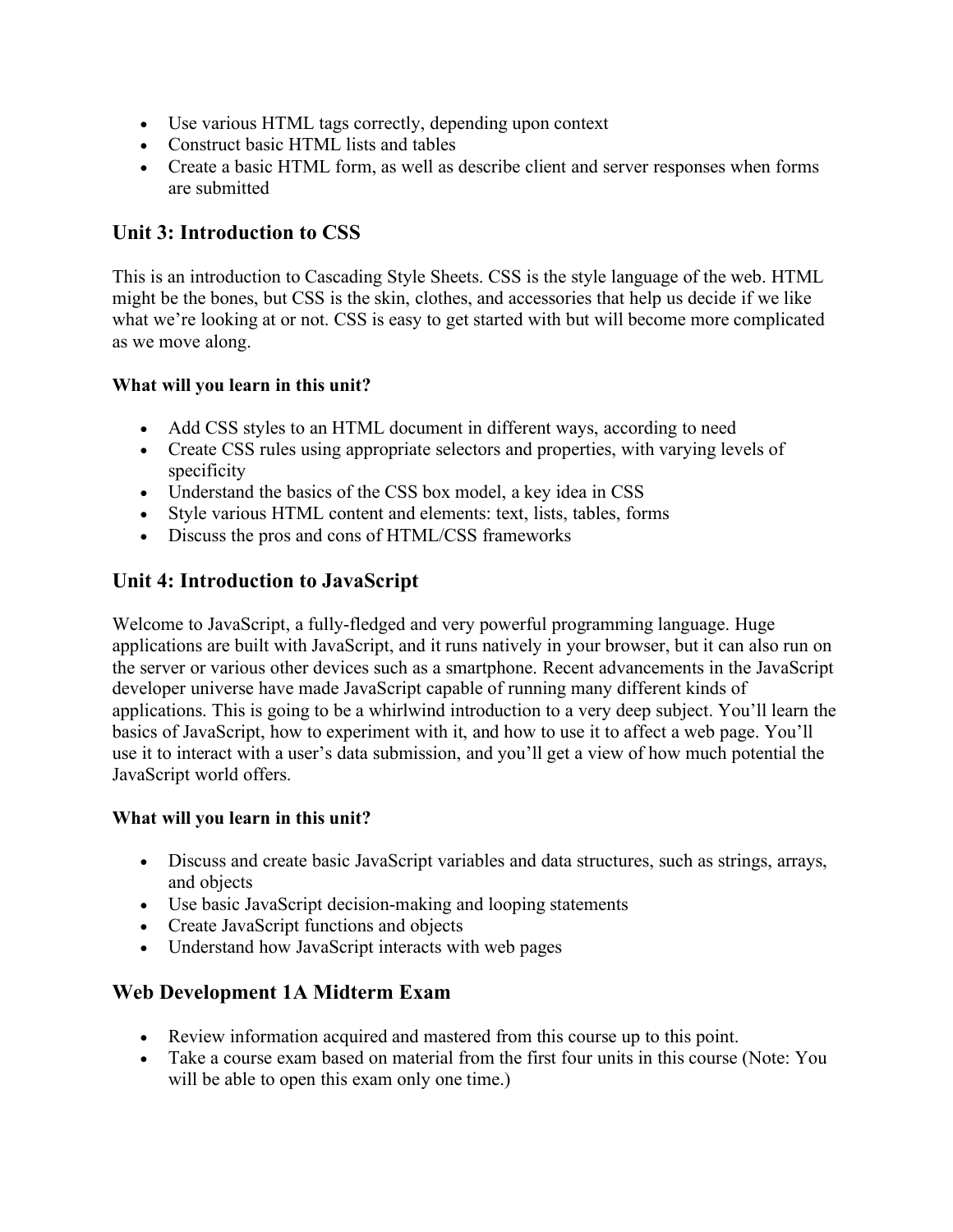- Use various HTML tags correctly, depending upon context
- Construct basic HTML lists and tables
- Create a basic HTML form, as well as describe client and server responses when forms are submitted

## Unit 3: Introduction to CSS

This is an introduction to Cascading Style Sheets. CSS is the style language of the web. HTML might be the bones, but CSS is the skin, clothes, and accessories that help us decide if we like what we're looking at or not. CSS is easy to get started with but will become more complicated as we move along.

**What will you learn in this unit?**

- Add CSS styles to an HTML document in different ways, according to need
- Create CSS rules using appropriate selectors and properties, with varying levels of specificity
- Understand the basics of the CSS box model, a key idea in CSS
- Style various HTML content and elements: text, lists, tables, forms
- Discuss the pros and cons of HTML/CSS frameworks

## Unit 4: Introduction to JavaScript

Welcome to JavaScript, a fully-fledged and very powerful programming language. Huge applications are built with JavaScript, and it runs natively in your browser, but it can also run on the server or various other devices such as a smartphone. Recent advancements in the JavaScript developer universe have made JavaScript capable of running many different kinds of applications. This is going to be a whirlwind introduction to a very deep subject. You'll learn the basics of JavaScript, how to experiment with it, and how to use it to affect a web page. You'll use it to interact with a user's data submission, and you'll get a view of how much potential the JavaScript world offers.

**What will you learn in this unit?**

- Discuss and create basic JavaScript variables and data structures, such as strings, arrays, and objects
- Use basic JavaScript decision-making and looping statements
- Create JavaScript functions and objects
- Understand how JavaScript interacts with web pages

## Web Development 1A Midterm Exam

- Review information acquired and mastered from this course up to this point.
- Take a course exam based on material from the first four units in this course (Note: You will be able to open this exam only one time.)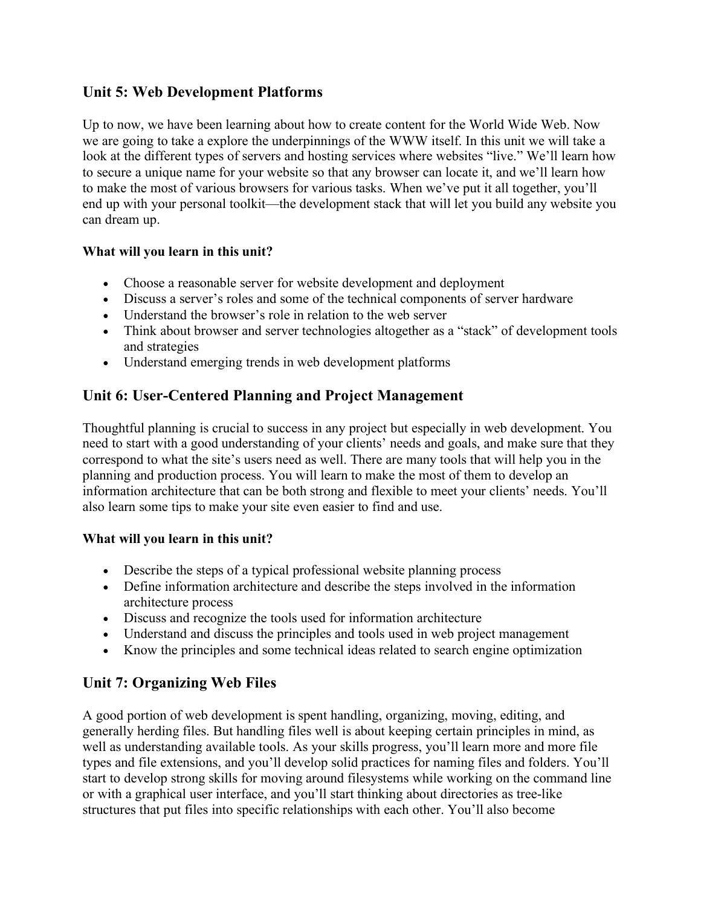## Unit 5: Web Development Platforms

Up to now, we have been learning about how to create content for the World Wide Web. Now we are going to take a explore the underpinnings of the WWW itself. In this unit we will take a look at the different types of servers and hosting services where websites "live." We'll learn how to secure a unique name for your website so that any browser can locate it, and we'll learn how to make the most of various browsers for various tasks. When we've put it all together, you'll end up with your personal toolkit—the development stack that will let you build any website you can dream up.

**What will you learn in this unit?**

- Choose a reasonable server for website development and deployment
- Discuss a server's roles and some of the technical components of server hardware
- Understand the browser's role in relation to the web server
- Think about browser and server technologies altogether as a "stack" of development tools and strategies
- Understand emerging trends in web development platforms

## Unit 6: User-Centered Planning and Project Management

Thoughtful planning is crucial to success in any project but especially in web development. You need to start with a good understanding of your clients' needs and goals, and make sure that they correspond to what the site's users need as well. There are many tools that will help you in the planning and production process. You will learn to make the most of them to develop an information architecture that can be both strong and flexible to meet your clients' needs. You'll also learn some tips to make your site even easier to find and use.

**What will you learn in this unit?**

- Describe the steps of a typical professional website planning process
- Define information architecture and describe the steps involved in the information architecture process
- Discuss and recognize the tools used for information architecture
- Understand and discuss the principles and tools used in web project management
- Know the principles and some technical ideas related to search engine optimization

## Unit 7: Organizing Web Files

A good portion of web development is spent handling, organizing, moving, editing, and generally herding files. But handling files well is about keeping certain principles in mind, as well as understanding available tools. As your skills progress, you'll learn more and more file types and file extensions, and you'll develop solid practices for naming files and folders. You'll start to develop strong skills for moving around filesystems while working on the command line or with a graphical user interface, and you'll start thinking about directories as tree-like structures that put files into specific relationships with each other. You'll also become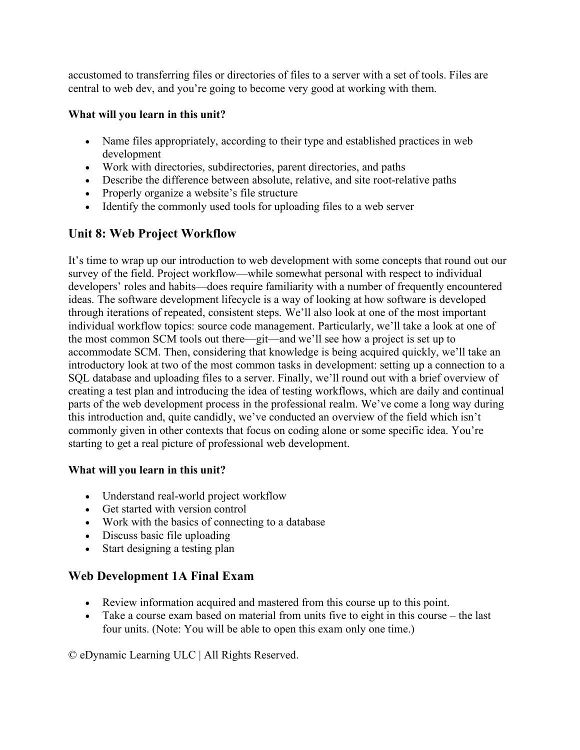accustomed to transferring files or directories of files to a server with a set of tools. Files are central to web dev, and you're going to become very good at working with them.

**What will you learn in this unit?**

- Name files appropriately, according to their type and established practices in web development
- Work with directories, subdirectories, parent directories, and paths
- Describe the difference between absolute, relative, and site root-relative paths
- Properly organize a website's file structure
- Identify the commonly used tools for uploading files to a web server

## Unit 8: Web Project Workflow

It's time to wrap up our introduction to web development with some concepts that round out our survey of the field. Project workflow—while somewhat personal with respect to individual developers' roles and habits—does require familiarity with a number of frequently encountered ideas. The software development lifecycle is a way of looking at how software is developed through iterations of repeated, consistent steps. We'll also look at one of the most important individual workflow topics: source code management. Particularly, we'll take a look at one of the most common SCM tools out there—git—and we'll see how a project is set up to accommodate SCM. Then, considering that knowledge is being acquired quickly, we'll take an introductory look at two of the most common tasks in development: setting up a connection to a SQL database and uploading files to a server. Finally, we'll round out with a brief overview of creating a test plan and introducing the idea of testing workflows, which are daily and continual parts of the web development process in the professional realm. We've come a long way during this introduction and, quite candidly, we've conducted an overview of the field which isn't commonly given in other contexts that focus on coding alone or some specific idea. You're starting to get a real picture of professional web development.

**What will you learn in this unit?**

- Understand real-world project workflow
- Get started with version control
- Work with the basics of connecting to a database
- Discuss basic file uploading
- Start designing a testing plan

## Web Development 1A Final Exam

- Review information acquired and mastered from this course up to this point.
- Take a course exam based on material from units five to eight in this course – the last four units. (Note: You will be able to open this exam only one time.)

© eDynamic Learning ULC | All Rights Reserved.